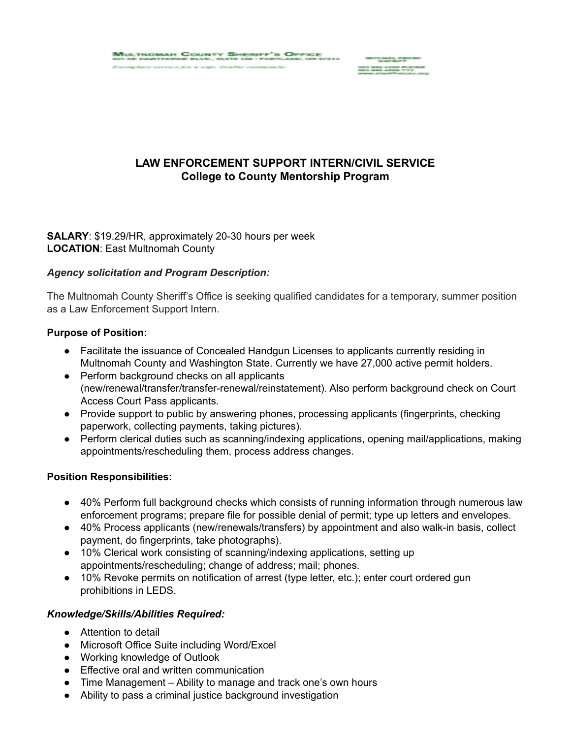# LAW ENFORCEMENT SUPPORT INTERN/CIVIL SERVICE
## College to County Mentorship Program

**SALARY**: $19.29/HR, approximately 20-30 hours per week
**LOCATION**: East Multnomah County

***Agency solicitation and Program Description:***

The Multnomah County Sheriff's Office is seeking qualified candidates for a temporary, summer position as a Law Enforcement Support Intern.

**Purpose of Position:**

- Facilitate the issuance of Concealed Handgun Licenses to applicants currently residing in Multnomah County and Washington State. Currently we have 27,000 active permit holders.
- Perform background checks on all applicants (new/renewal/transfer/transfer-renewal/reinstatement). Also perform background check on Court Access Court Pass applicants.
- Provide support to public by answering phones, processing applicants (fingerprints, checking paperwork, collecting payments, taking pictures).
- Perform clerical duties such as scanning/indexing applications, opening mail/applications, making appointments/rescheduling them, process address changes.

**Position Responsibilities:**

- 40% Perform full background checks which consists of running information through numerous law enforcement programs; prepare file for possible denial of permit; type up letters and envelopes.
- 40% Process applicants (new/renewals/transfers) by appointment and also walk-in basis, collect payment, do fingerprints, take photographs).
- 10% Clerical work consisting of scanning/indexing applications, setting up appointments/rescheduling; change of address; mail; phones.
- 10% Revoke permits on notification of arrest (type letter, etc.); enter court ordered gun prohibitions in LEDS.

***Knowledge/Skills/Abilities Required:***

- Attention to detail
- Microsoft Office Suite including Word/Excel
- Working knowledge of Outlook
- Effective oral and written communication
- Time Management – Ability to manage and track one's own hours
- Ability to pass a criminal justice background investigation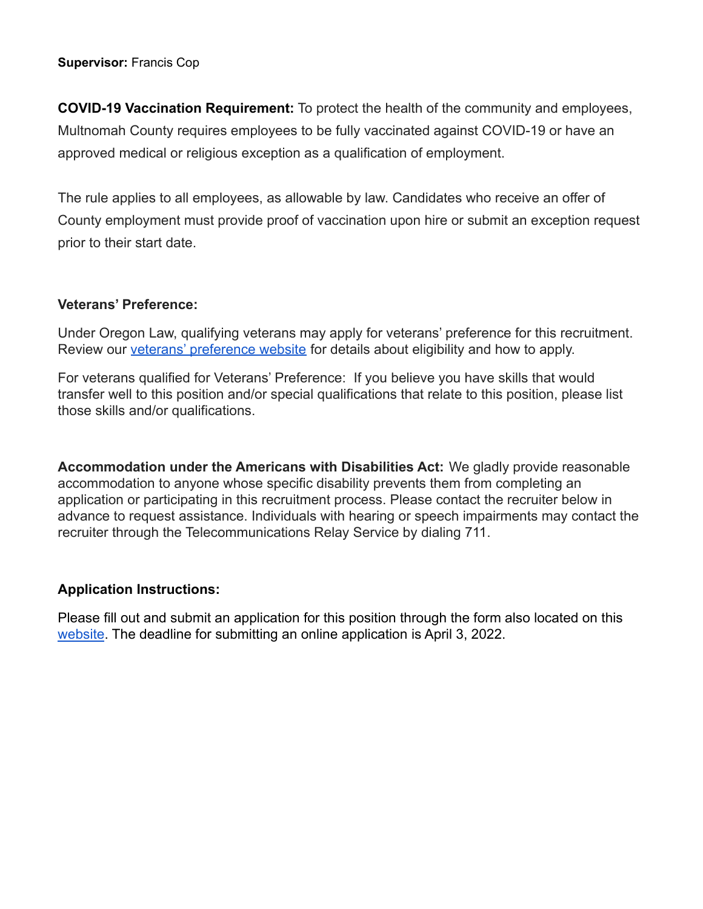**Supervisor:** Francis Cop

**COVID-19 Vaccination Requirement:** To protect the health of the community and employees, Multnomah County requires employees to be fully vaccinated against COVID-19 or have an approved medical or religious exception as a qualification of employment.

The rule applies to all employees, as allowable by law. Candidates who receive an offer of County employment must provide proof of vaccination upon hire or submit an exception request prior to their start date.

**Veterans' Preference:**

Under Oregon Law, qualifying veterans may apply for veterans' preference for this recruitment. Review our veterans' preference website for details about eligibility and how to apply.

For veterans qualified for Veterans' Preference: If you believe you have skills that would transfer well to this position and/or special qualifications that relate to this position, please list those skills and/or qualifications.

**Accommodation under the Americans with Disabilities Act:** We gladly provide reasonable accommodation to anyone whose specific disability prevents them from completing an application or participating in this recruitment process. Please contact the recruiter below in advance to request assistance. Individuals with hearing or speech impairments may contact the recruiter through the Telecommunications Relay Service by dialing 711.

**Application Instructions:**

Please fill out and submit an application for this position through the form also located on this website. The deadline for submitting an online application is April 3, 2022.